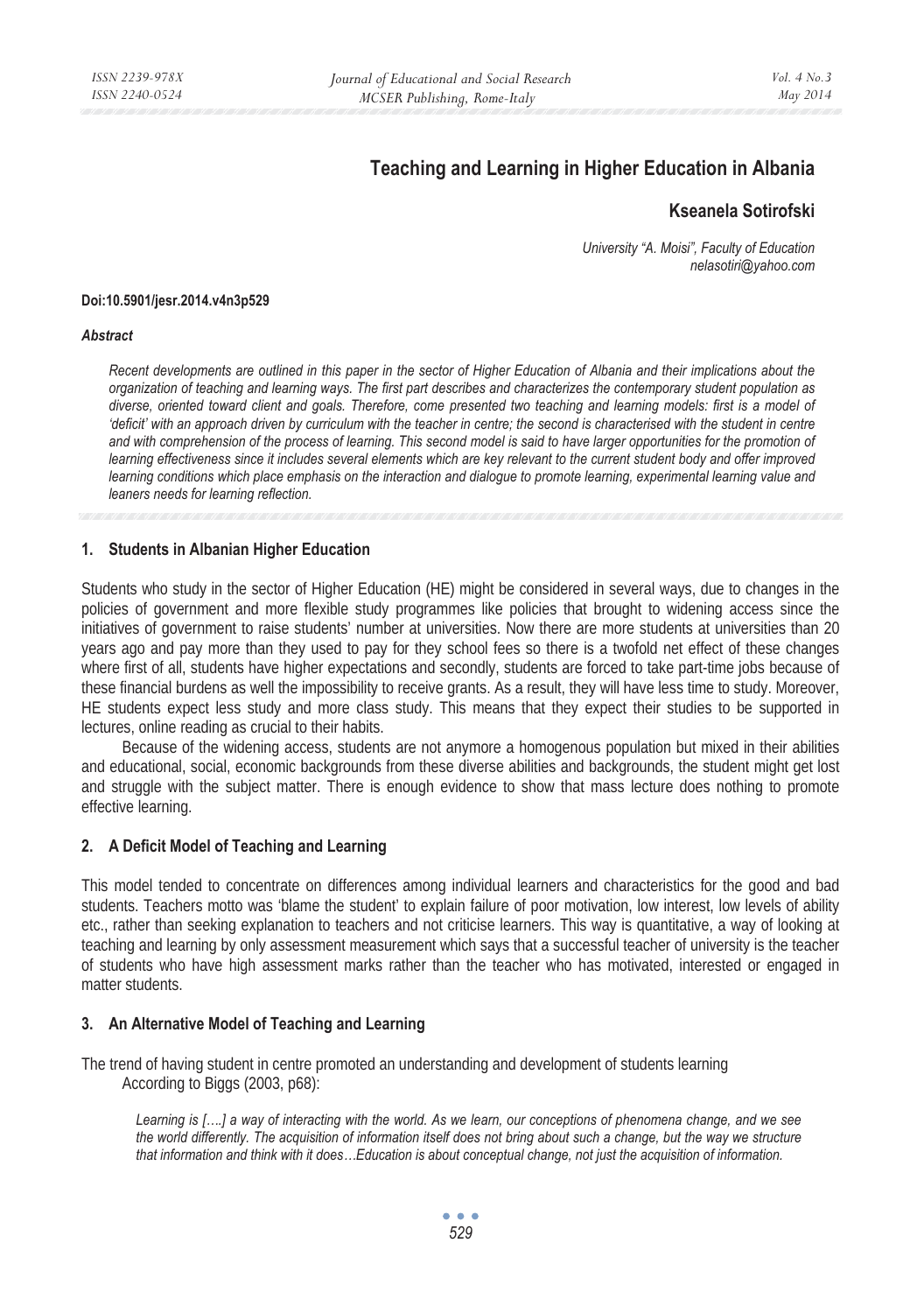# Teaching and Learning in Higher Education in Albania

**Kseanela Sotirofski**

*University "A. Moisi", Faculty of Education*
*nelasotiri@yahoo.com*

**Doi:10.5901/jesr.2014.v4n3p529**

***Abstract***

*Recent developments are outlined in this paper in the sector of Higher Education of Albania and their implications about the organization of teaching and learning ways. The first part describes and characterizes the contemporary student population as diverse, oriented toward client and goals. Therefore, come presented two teaching and learning models: first is a model of 'deficit' with an approach driven by curriculum with the teacher in centre; the second is characterised with the student in centre and with comprehension of the process of learning. This second model is said to have larger opportunities for the promotion of learning effectiveness since it includes several elements which are key relevant to the current student body and offer improved learning conditions which place emphasis on the interaction and dialogue to promote learning, experimental learning value and leaners needs for learning reflection.*

## 1. Students in Albanian Higher Education

Students who study in the sector of Higher Education (HE) might be considered in several ways, due to changes in the policies of government and more flexible study programmes like policies that brought to widening access since the initiatives of government to raise students' number at universities. Now there are more students at universities than 20 years ago and pay more than they used to pay for they school fees so there is a twofold net effect of these changes where first of all, students have higher expectations and secondly, students are forced to take part-time jobs because of these financial burdens as well the impossibility to receive grants. As a result, they will have less time to study. Moreover, HE students expect less study and more class study. This means that they expect their studies to be supported in lectures, online reading as crucial to their habits.

Because of the widening access, students are not anymore a homogenous population but mixed in their abilities and educational, social, economic backgrounds from these diverse abilities and backgrounds, the student might get lost and struggle with the subject matter. There is enough evidence to show that mass lecture does nothing to promote effective learning.

## 2. A Deficit Model of Teaching and Learning

This model tended to concentrate on differences among individual learners and characteristics for the good and bad students. Teachers motto was 'blame the student' to explain failure of poor motivation, low interest, low levels of ability etc., rather than seeking explanation to teachers and not criticise learners. This way is quantitative, a way of looking at teaching and learning by only assessment measurement which says that a successful teacher of university is the teacher of students who have high assessment marks rather than the teacher who has motivated, interested or engaged in matter students.

## 3. An Alternative Model of Teaching and Learning

The trend of having student in centre promoted an understanding and development of students learning
According to Biggs (2003, p68):

> *Learning is […] a way of interacting with the world. As we learn, our conceptions of phenomena change, and we see the world differently. The acquisition of information itself does not bring about such a change, but the way we structure that information and think with it does…Education is about conceptual change, not just the acquisition of information.*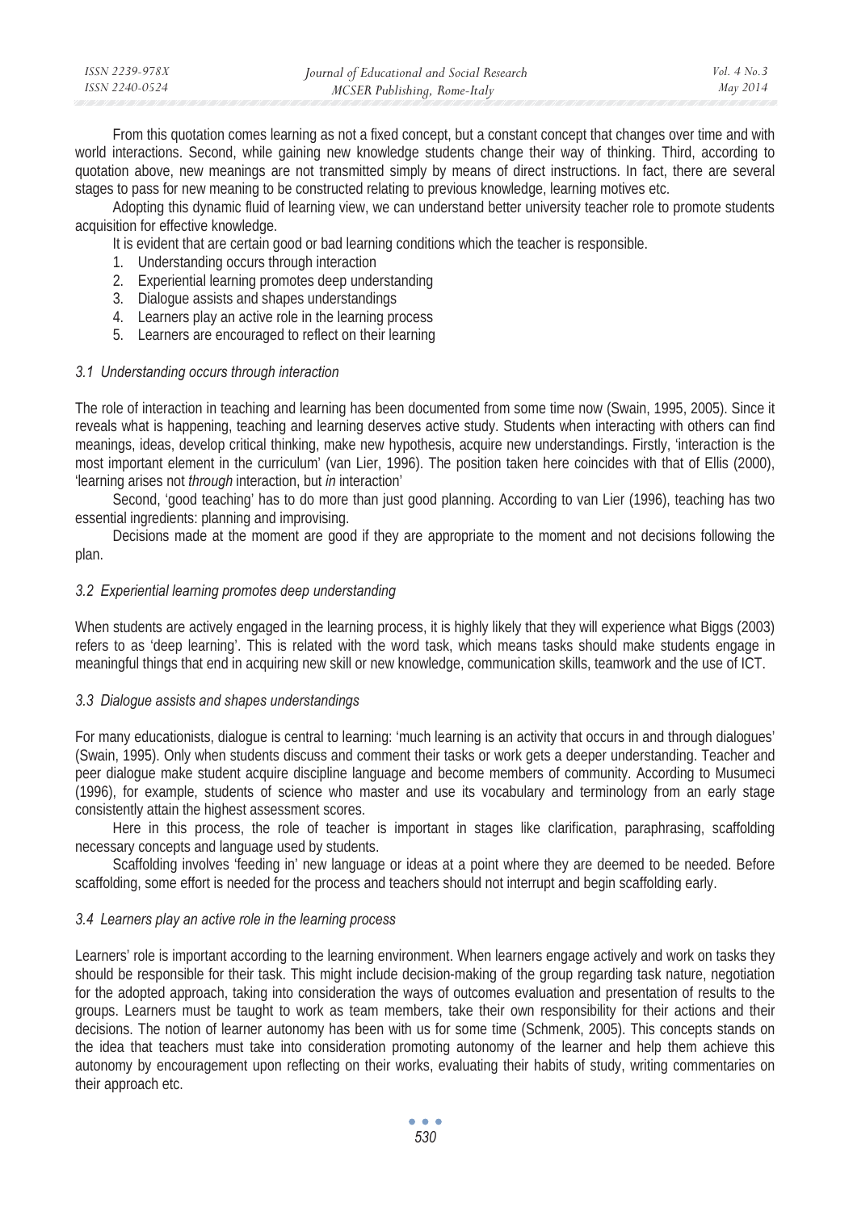From this quotation comes learning as not a fixed concept, but a constant concept that changes over time and with world interactions. Second, while gaining new knowledge students change their way of thinking. Third, according to quotation above, new meanings are not transmitted simply by means of direct instructions. In fact, there are several stages to pass for new meaning to be constructed relating to previous knowledge, learning motives etc.

Adopting this dynamic fluid of learning view, we can understand better university teacher role to promote students acquisition for effective knowledge.

It is evident that are certain good or bad learning conditions which the teacher is responsible.

1. Understanding occurs through interaction
2. Experiential learning promotes deep understanding
3. Dialogue assists and shapes understandings
4. Learners play an active role in the learning process
5. Learners are encouraged to reflect on their learning

### *3.1 Understanding occurs through interaction*

The role of interaction in teaching and learning has been documented from some time now (Swain, 1995, 2005). Since it reveals what is happening, teaching and learning deserves active study. Students when interacting with others can find meanings, ideas, develop critical thinking, make new hypothesis, acquire new understandings. Firstly, 'interaction is the most important element in the curriculum' (van Lier, 1996). The position taken here coincides with that of Ellis (2000), 'learning arises not *through* interaction, but *in* interaction'

Second, 'good teaching' has to do more than just good planning. According to van Lier (1996), teaching has two essential ingredients: planning and improvising.

Decisions made at the moment are good if they are appropriate to the moment and not decisions following the plan.

### *3.2 Experiential learning promotes deep understanding*

When students are actively engaged in the learning process, it is highly likely that they will experience what Biggs (2003) refers to as 'deep learning'. This is related with the word task, which means tasks should make students engage in meaningful things that end in acquiring new skill or new knowledge, communication skills, teamwork and the use of ICT.

### *3.3 Dialogue assists and shapes understandings*

For many educationists, dialogue is central to learning: 'much learning is an activity that occurs in and through dialogues' (Swain, 1995). Only when students discuss and comment their tasks or work gets a deeper understanding. Teacher and peer dialogue make student acquire discipline language and become members of community. According to Musumeci (1996), for example, students of science who master and use its vocabulary and terminology from an early stage consistently attain the highest assessment scores.

Here in this process, the role of teacher is important in stages like clarification, paraphrasing, scaffolding necessary concepts and language used by students.

Scaffolding involves 'feeding in' new language or ideas at a point where they are deemed to be needed. Before scaffolding, some effort is needed for the process and teachers should not interrupt and begin scaffolding early.

### *3.4 Learners play an active role in the learning process*

Learners' role is important according to the learning environment. When learners engage actively and work on tasks they should be responsible for their task. This might include decision-making of the group regarding task nature, negotiation for the adopted approach, taking into consideration the ways of outcomes evaluation and presentation of results to the groups. Learners must be taught to work as team members, take their own responsibility for their actions and their decisions. The notion of learner autonomy has been with us for some time (Schmenk, 2005). This concepts stands on the idea that teachers must take into consideration promoting autonomy of the learner and help them achieve this autonomy by encouragement upon reflecting on their works, evaluating their habits of study, writing commentaries on their approach etc.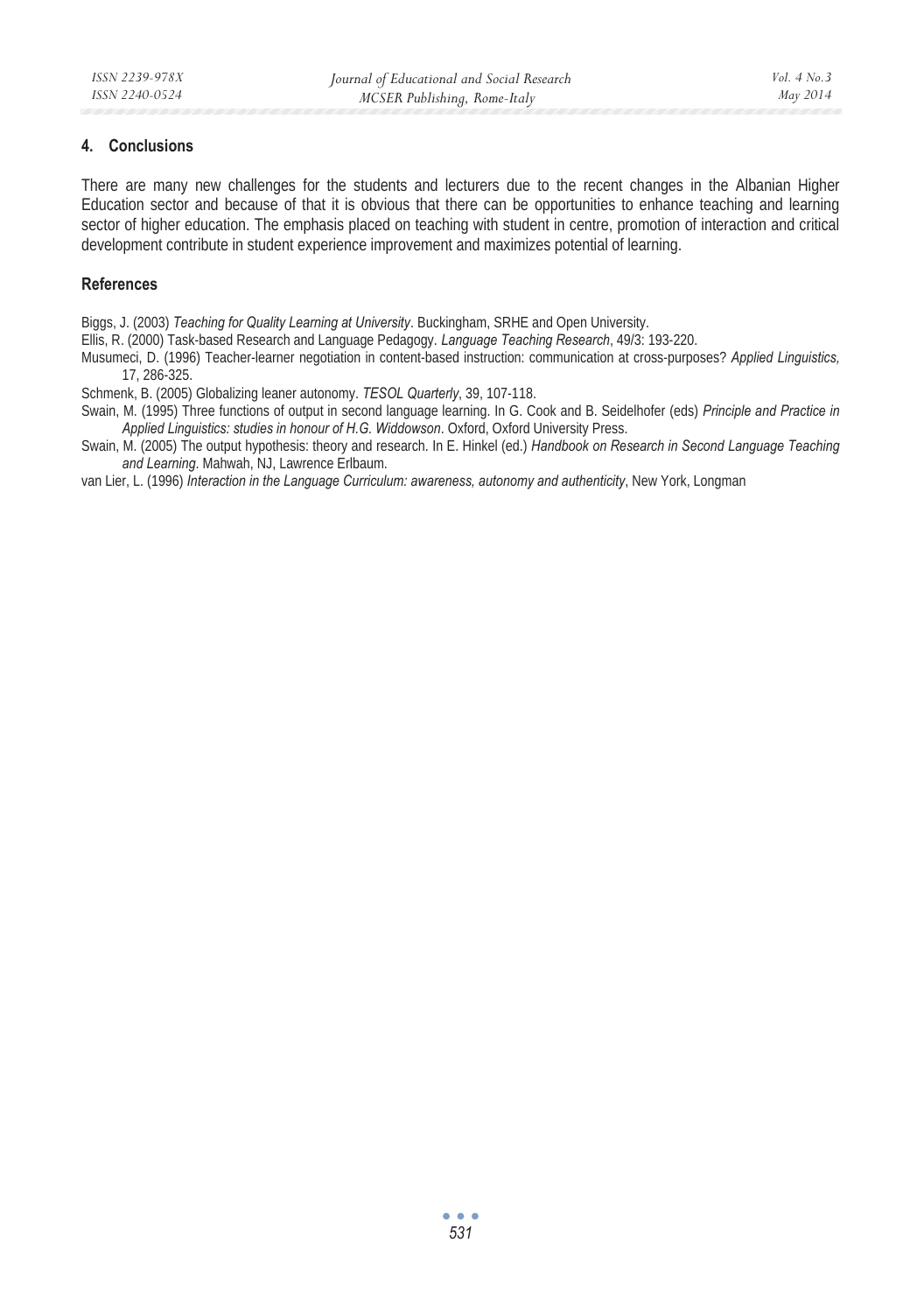## 4. Conclusions

There are many new challenges for the students and lecturers due to the recent changes in the Albanian Higher Education sector and because of that it is obvious that there can be opportunities to enhance teaching and learning sector of higher education. The emphasis placed on teaching with student in centre, promotion of interaction and critical development contribute in student experience improvement and maximizes potential of learning.

## References

Biggs, J. (2003) *Teaching for Quality Learning at University*. Buckingham, SRHE and Open University.

Ellis, R. (2000) Task-based Research and Language Pedagogy. *Language Teaching Research*, 49/3: 193-220.

Musumeci, D. (1996) Teacher-learner negotiation in content-based instruction: communication at cross-purposes? *Applied Linguistics,* 17, 286-325.

Schmenk, B. (2005) Globalizing leaner autonomy. *TESOL Quarterly*, 39, 107-118.

Swain, M. (1995) Three functions of output in second language learning. In G. Cook and B. Seidelhofer (eds) *Principle and Practice in Applied Linguistics: studies in honour of H.G. Widdowson*. Oxford, Oxford University Press.

Swain, M. (2005) The output hypothesis: theory and research. In E. Hinkel (ed.) *Handbook on Research in Second Language Teaching and Learning*. Mahwah, NJ, Lawrence Erlbaum.

van Lier, L. (1996) *Interaction in the Language Curriculum: awareness, autonomy and authenticity*, New York, Longman